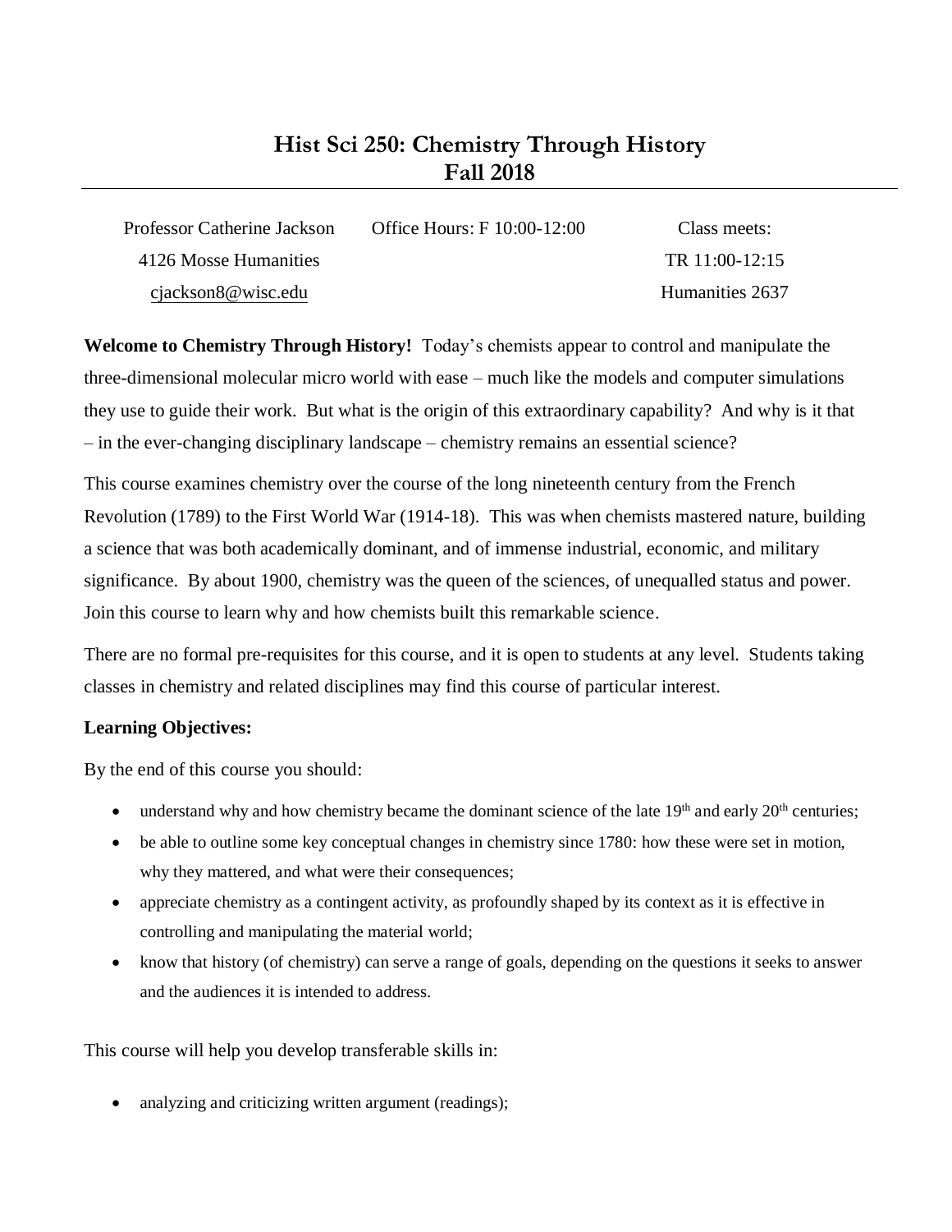# Hist Sci 250: Chemistry Through History
# Fall 2018

Professor Catherine Jackson
4126 Mosse Humanities
cjackson8@wisc.edu

Office Hours: F 10:00-12:00

Class meets:
TR 11:00-12:15
Humanities 2637

**Welcome to Chemistry Through History!** Today's chemists appear to control and manipulate the three-dimensional molecular micro world with ease – much like the models and computer simulations they use to guide their work. But what is the origin of this extraordinary capability? And why is it that – in the ever-changing disciplinary landscape – chemistry remains an essential science?

This course examines chemistry over the course of the long nineteenth century from the French Revolution (1789) to the First World War (1914-18). This was when chemists mastered nature, building a science that was both academically dominant, and of immense industrial, economic, and military significance. By about 1900, chemistry was the queen of the sciences, of unequalled status and power. Join this course to learn why and how chemists built this remarkable science.

There are no formal pre-requisites for this course, and it is open to students at any level. Students taking classes in chemistry and related disciplines may find this course of particular interest.

**Learning Objectives:**

By the end of this course you should:

- understand why and how chemistry became the dominant science of the late 19th and early 20th centuries;
- be able to outline some key conceptual changes in chemistry since 1780: how these were set in motion, why they mattered, and what were their consequences;
- appreciate chemistry as a contingent activity, as profoundly shaped by its context as it is effective in controlling and manipulating the material world;
- know that history (of chemistry) can serve a range of goals, depending on the questions it seeks to answer and the audiences it is intended to address.

This course will help you develop transferable skills in:

- analyzing and criticizing written argument (readings);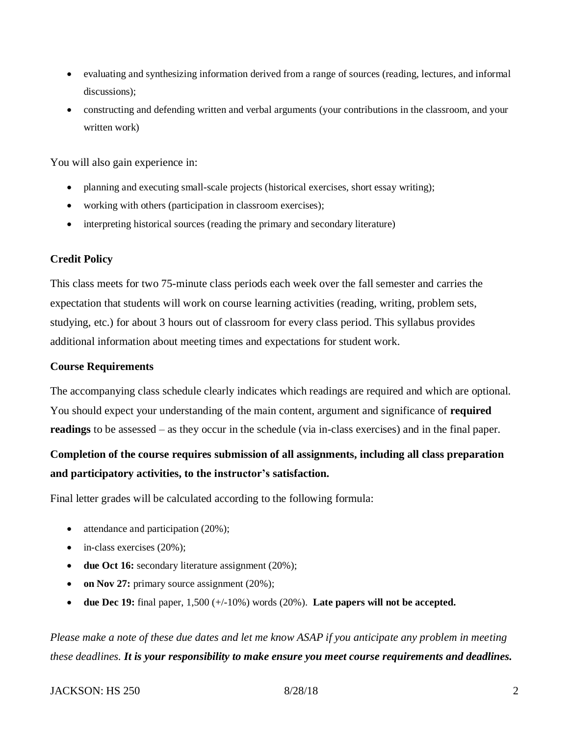- evaluating and synthesizing information derived from a range of sources (reading, lectures, and informal discussions);
- constructing and defending written and verbal arguments (your contributions in the classroom, and your written work)

You will also gain experience in:

- planning and executing small-scale projects (historical exercises, short essay writing);
- working with others (participation in classroom exercises);
- interpreting historical sources (reading the primary and secondary literature)

**Credit Policy**

This class meets for two 75-minute class periods each week over the fall semester and carries the expectation that students will work on course learning activities (reading, writing, problem sets, studying, etc.) for about 3 hours out of classroom for every class period. This syllabus provides additional information about meeting times and expectations for student work.

**Course Requirements**

The accompanying class schedule clearly indicates which readings are required and which are optional. You should expect your understanding of the main content, argument and significance of **required readings** to be assessed – as they occur in the schedule (via in-class exercises) and in the final paper.

**Completion of the course requires submission of all assignments, including all class preparation and participatory activities, to the instructor's satisfaction.**

Final letter grades will be calculated according to the following formula:

- attendance and participation (20%);
- in-class exercises (20%);
- **due Oct 16:** secondary literature assignment (20%);
- **on Nov 27:** primary source assignment (20%);
- **due Dec 19:** final paper, 1,500 (+/-10%) words (20%). **Late papers will not be accepted.**

*Please make a note of these due dates and let me know ASAP if you anticipate any problem in meeting these deadlines.* ***It is your responsibility to make ensure you meet course requirements and deadlines.***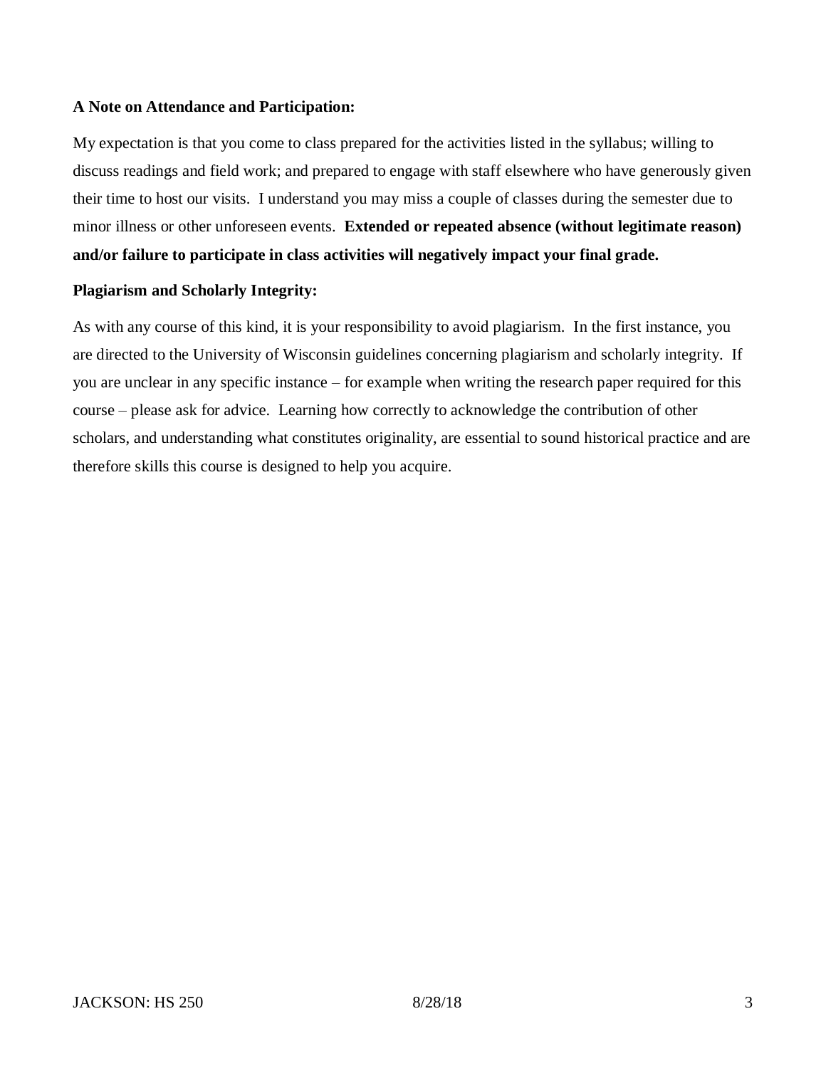**A Note on Attendance and Participation:**

My expectation is that you come to class prepared for the activities listed in the syllabus; willing to discuss readings and field work; and prepared to engage with staff elsewhere who have generously given their time to host our visits. I understand you may miss a couple of classes during the semester due to minor illness or other unforeseen events. **Extended or repeated absence (without legitimate reason) and/or failure to participate in class activities will negatively impact your final grade.**

**Plagiarism and Scholarly Integrity:**

As with any course of this kind, it is your responsibility to avoid plagiarism. In the first instance, you are directed to the University of Wisconsin guidelines concerning plagiarism and scholarly integrity. If you are unclear in any specific instance – for example when writing the research paper required for this course – please ask for advice. Learning how correctly to acknowledge the contribution of other scholars, and understanding what constitutes originality, are essential to sound historical practice and are therefore skills this course is designed to help you acquire.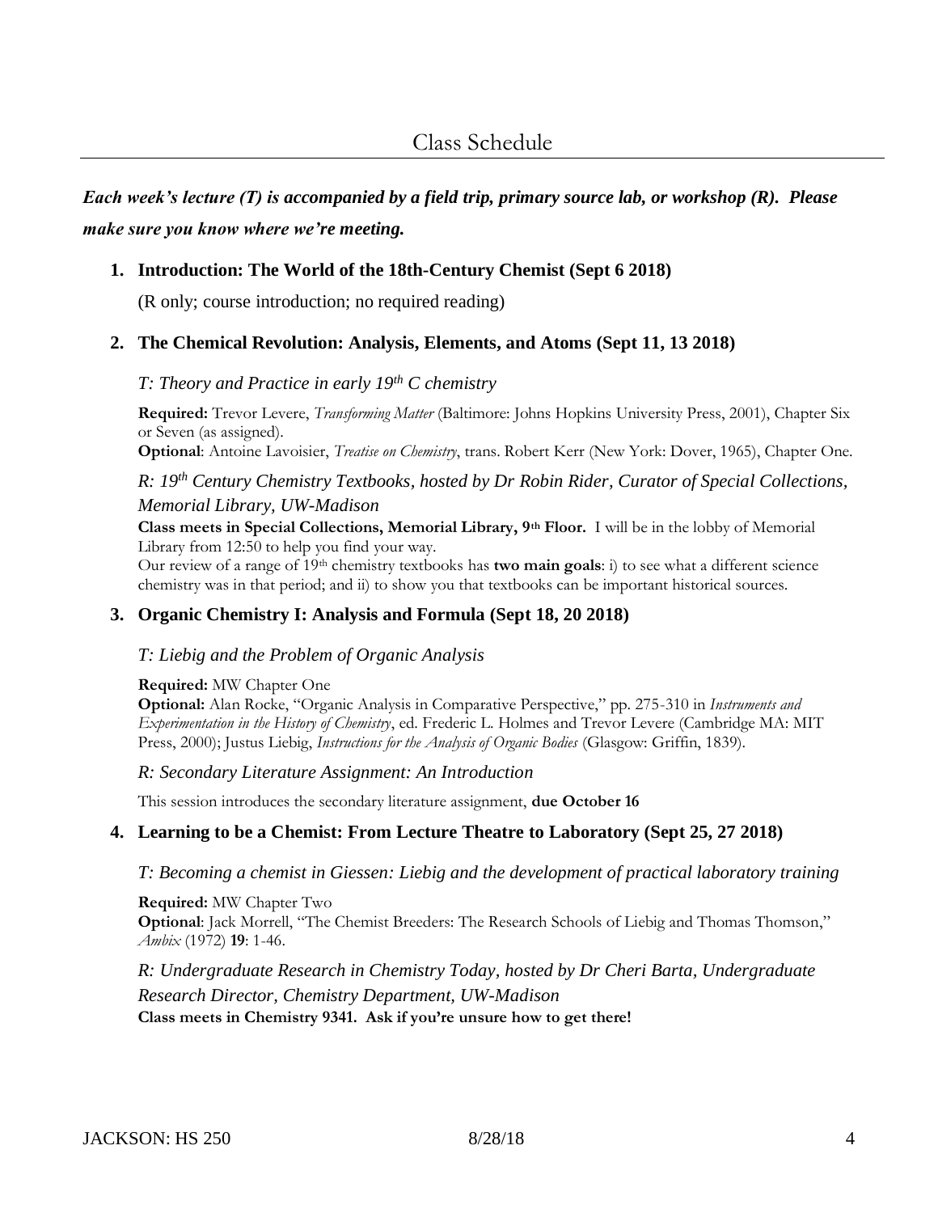# Class Schedule

***Each week's lecture (T) is accompanied by a field trip, primary source lab, or workshop (R). Please make sure you know where we're meeting.***

1. **Introduction: The World of the 18th-Century Chemist (Sept 6 2018)**

   (R only; course introduction; no required reading)

2. **The Chemical Revolution: Analysis, Elements, and Atoms (Sept 11, 13 2018)**

   *T: Theory and Practice in early 19th C chemistry*

   **Required:** Trevor Levere, *Transforming Matter* (Baltimore: Johns Hopkins University Press, 2001), Chapter Six or Seven (as assigned).
   **Optional**: Antoine Lavoisier, *Treatise on Chemistry*, trans. Robert Kerr (New York: Dover, 1965), Chapter One.

   *R: 19th Century Chemistry Textbooks, hosted by Dr Robin Rider, Curator of Special Collections, Memorial Library, UW-Madison*

   **Class meets in Special Collections, Memorial Library, 9th Floor.** I will be in the lobby of Memorial Library from 12:50 to help you find your way.
   Our review of a range of 19th chemistry textbooks has **two main goals**: i) to see what a different science chemistry was in that period; and ii) to show you that textbooks can be important historical sources.

3. **Organic Chemistry I: Analysis and Formula (Sept 18, 20 2018)**

   *T: Liebig and the Problem of Organic Analysis*

   **Required:** MW Chapter One
   **Optional:** Alan Rocke, "Organic Analysis in Comparative Perspective," pp. 275-310 in *Instruments and Experimentation in the History of Chemistry*, ed. Frederic L. Holmes and Trevor Levere (Cambridge MA: MIT Press, 2000); Justus Liebig, *Instructions for the Analysis of Organic Bodies* (Glasgow: Griffin, 1839).

   *R: Secondary Literature Assignment: An Introduction*

   This session introduces the secondary literature assignment, **due October 16**

4. **Learning to be a Chemist: From Lecture Theatre to Laboratory (Sept 25, 27 2018)**

   *T: Becoming a chemist in Giessen: Liebig and the development of practical laboratory training*

   **Required:** MW Chapter Two
   **Optional**: Jack Morrell, "The Chemist Breeders: The Research Schools of Liebig and Thomas Thomson," *Ambix* (1972) **19**: 1-46.

   *R: Undergraduate Research in Chemistry Today, hosted by Dr Cheri Barta, Undergraduate Research Director, Chemistry Department, UW-Madison*
   **Class meets in Chemistry 9341. Ask if you're unsure how to get there!**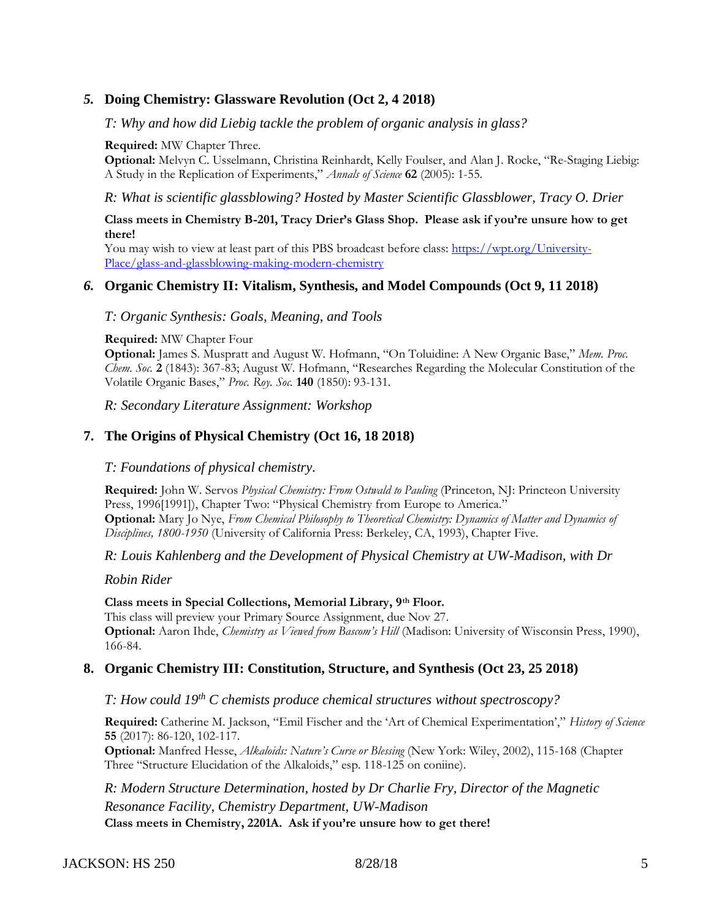## *5.* Doing Chemistry: Glassware Revolution (Oct 2, 4 2018)

*T: Why and how did Liebig tackle the problem of organic analysis in glass?*

**Required:** MW Chapter Three.
**Optional:** Melvyn C. Usselmann, Christina Reinhardt, Kelly Foulser, and Alan J. Rocke, "Re-Staging Liebig: A Study in the Replication of Experiments," *Annals of Science* **62** (2005): 1-55.

*R: What is scientific glassblowing? Hosted by Master Scientific Glassblower, Tracy O. Drier*

**Class meets in Chemistry B-201, Tracy Drier's Glass Shop. Please ask if you're unsure how to get there!**
You may wish to view at least part of this PBS broadcast before class: [https://wpt.org/University-Place/glass-and-glassblowing-making-modern-chemistry](https://wpt.org/University-Place/glass-and-glassblowing-making-modern-chemistry)

## *6.* Organic Chemistry II: Vitalism, Synthesis, and Model Compounds (Oct 9, 11 2018)

*T: Organic Synthesis: Goals, Meaning, and Tools*

**Required:** MW Chapter Four
**Optional:** James S. Muspratt and August W. Hofmann, "On Toluidine: A New Organic Base," *Mem. Proc. Chem. Soc.* **2** (1843): 367-83; August W. Hofmann, "Researches Regarding the Molecular Constitution of the Volatile Organic Bases," *Proc. Roy. Soc.* **140** (1850): 93-131.

*R: Secondary Literature Assignment: Workshop*

## 7. The Origins of Physical Chemistry (Oct 16, 18 2018)

*T: Foundations of physical chemistry.*

**Required:** John W. Servos *Physical Chemistry: From Ostwald to Pauling* (Princeton, NJ: Princteon University Press, 1996[1991]), Chapter Two: "Physical Chemistry from Europe to America."
**Optional:** Mary Jo Nye, *From Chemical Philosophy to Theoretical Chemistry: Dynamics of Matter and Dynamics of Disciplines, 1800-1950* (University of California Press: Berkeley, CA, 1993), Chapter Five.

*R: Louis Kahlenberg and the Development of Physical Chemistry at UW-Madison, with Dr Robin Rider*

**Class meets in Special Collections, Memorial Library, 9th Floor.**
This class will preview your Primary Source Assignment, due Nov 27.
**Optional:** Aaron Ihde, *Chemistry as Viewed from Bascom's Hill* (Madison: University of Wisconsin Press, 1990), 166-84.

## 8. Organic Chemistry III: Constitution, Structure, and Synthesis (Oct 23, 25 2018)

*T: How could 19th C chemists produce chemical structures without spectroscopy?*

**Required:** Catherine M. Jackson, "Emil Fischer and the 'Art of Chemical Experimentation'," *History of Science* **55** (2017): 86-120, 102-117.
**Optional:** Manfred Hesse, *Alkaloids: Nature's Curse or Blessing* (New York: Wiley, 2002), 115-168 (Chapter Three "Structure Elucidation of the Alkaloids," esp. 118-125 on coniine).

*R: Modern Structure Determination, hosted by Dr Charlie Fry, Director of the Magnetic Resonance Facility, Chemistry Department, UW-Madison*
**Class meets in Chemistry, 2201A. Ask if you're unsure how to get there!**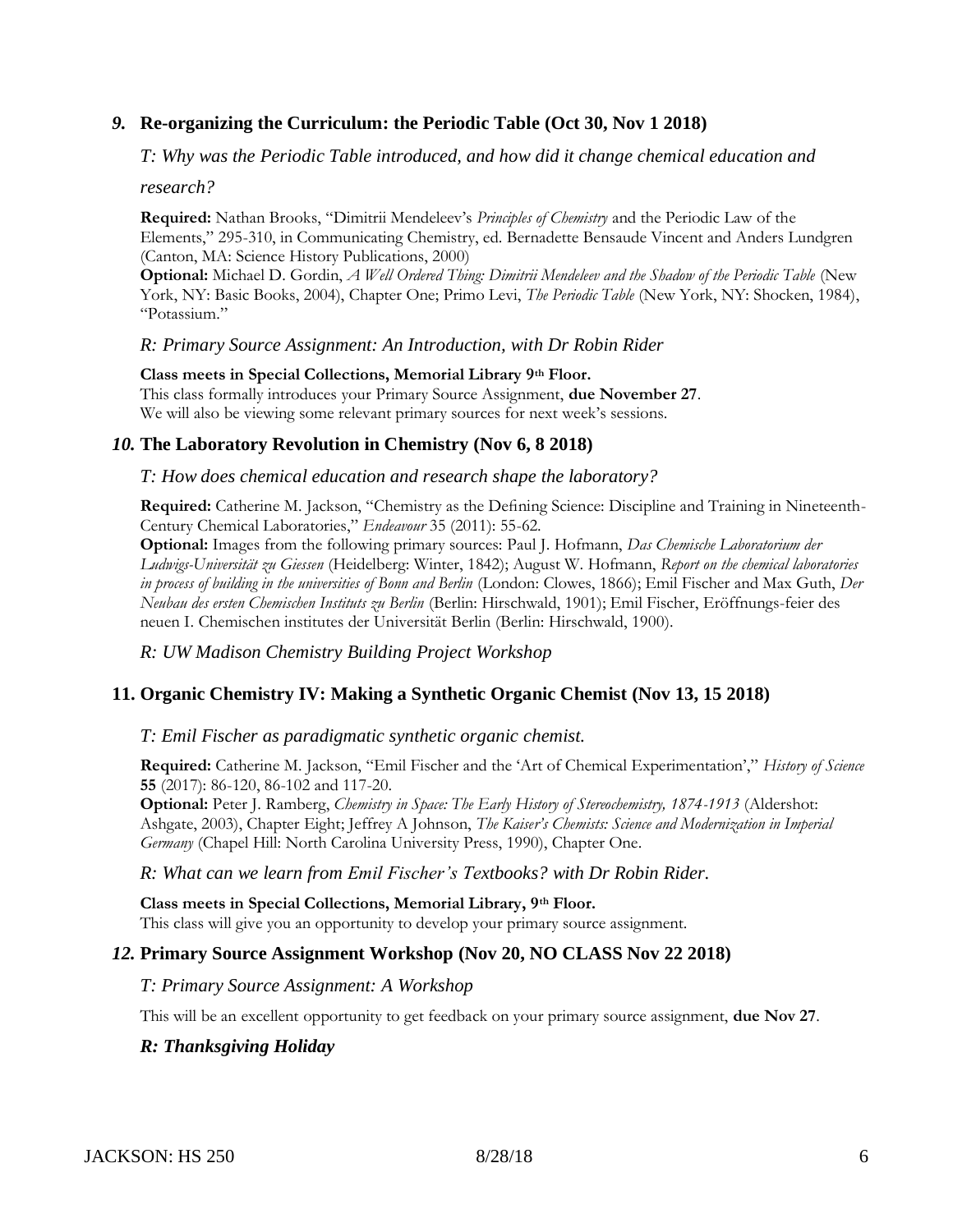### *9.* Re-organizing the Curriculum: the Periodic Table (Oct 30, Nov 1 2018)

*T: Why was the Periodic Table introduced, and how did it change chemical education and research?*

**Required:** Nathan Brooks, "Dimitrii Mendeleev's *Principles of Chemistry* and the Periodic Law of the Elements," 295-310, in Communicating Chemistry, ed. Bernadette Bensaude Vincent and Anders Lundgren (Canton, MA: Science History Publications, 2000)
**Optional:** Michael D. Gordin, *A Well Ordered Thing: Dimitrii Mendeleev and the Shadow of the Periodic Table* (New York, NY: Basic Books, 2004), Chapter One; Primo Levi, *The Periodic Table* (New York, NY: Shocken, 1984), "Potassium."

*R: Primary Source Assignment: An Introduction, with Dr Robin Rider*

**Class meets in Special Collections, Memorial Library 9th Floor.**
This class formally introduces your Primary Source Assignment, **due November 27**.
We will also be viewing some relevant primary sources for next week's sessions.

### *10.* The Laboratory Revolution in Chemistry (Nov 6, 8 2018)

*T: How does chemical education and research shape the laboratory?*

**Required:** Catherine M. Jackson, "Chemistry as the Defining Science: Discipline and Training in Nineteenth-Century Chemical Laboratories," *Endeavour* 35 (2011): 55-62.
**Optional:** Images from the following primary sources: Paul J. Hofmann, *Das Chemische Laboratorium der Ludwigs-Universität zu Giessen* (Heidelberg: Winter, 1842); August W. Hofmann, *Report on the chemical laboratories in process of building in the universities of Bonn and Berlin* (London: Clowes, 1866); Emil Fischer and Max Guth, *Der Neubau des ersten Chemischen Instituts zu Berlin* (Berlin: Hirschwald, 1901); Emil Fischer, Eröffnungs-feier des neuen I. Chemischen institutes der Universität Berlin (Berlin: Hirschwald, 1900).

*R: UW Madison Chemistry Building Project Workshop*

### 11. Organic Chemistry IV: Making a Synthetic Organic Chemist (Nov 13, 15 2018)

*T: Emil Fischer as paradigmatic synthetic organic chemist.*

**Required:** Catherine M. Jackson, "Emil Fischer and the 'Art of Chemical Experimentation'," *History of Science* **55** (2017): 86-120, 86-102 and 117-20.
**Optional:** Peter J. Ramberg, *Chemistry in Space: The Early History of Stereochemistry, 1874-1913* (Aldershot: Ashgate, 2003), Chapter Eight; Jeffrey A Johnson, *The Kaiser's Chemists: Science and Modernization in Imperial Germany* (Chapel Hill: North Carolina University Press, 1990), Chapter One.

*R: What can we learn from Emil Fischer's Textbooks? with Dr Robin Rider.*

**Class meets in Special Collections, Memorial Library, 9th Floor.**
This class will give you an opportunity to develop your primary source assignment.

### *12.* Primary Source Assignment Workshop (Nov 20, NO CLASS Nov 22 2018)

*T: Primary Source Assignment: A Workshop*

This will be an excellent opportunity to get feedback on your primary source assignment, **due Nov 27**.

***R: Thanksgiving Holiday***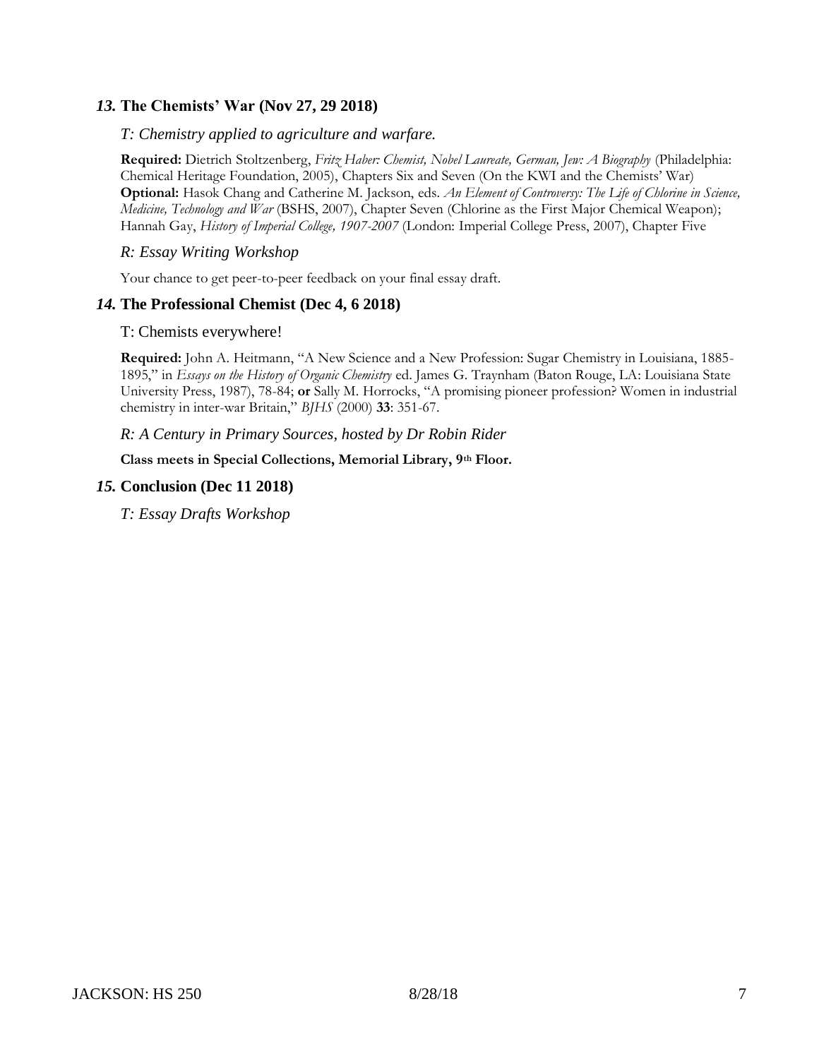### *13.* The Chemists' War (Nov 27, 29 2018)

*T: Chemistry applied to agriculture and warfare.*

**Required:** Dietrich Stoltzenberg, *Fritz Haber: Chemist, Nobel Laureate, German, Jew: A Biography* (Philadelphia: Chemical Heritage Foundation, 2005), Chapters Six and Seven (On the KWI and the Chemists' War)
**Optional:** Hasok Chang and Catherine M. Jackson, eds. *An Element of Controversy: The Life of Chlorine in Science, Medicine, Technology and War* (BSHS, 2007), Chapter Seven (Chlorine as the First Major Chemical Weapon); Hannah Gay, *History of Imperial College, 1907-2007* (London: Imperial College Press, 2007), Chapter Five

*R: Essay Writing Workshop*

Your chance to get peer-to-peer feedback on your final essay draft.

### *14.* The Professional Chemist (Dec 4, 6 2018)

T: Chemists everywhere!

**Required:** John A. Heitmann, "A New Science and a New Profession: Sugar Chemistry in Louisiana, 1885-1895," in *Essays on the History of Organic Chemistry* ed. James G. Traynham (Baton Rouge, LA: Louisiana State University Press, 1987), 78-84; **or** Sally M. Horrocks, "A promising pioneer profession? Women in industrial chemistry in inter-war Britain," *BJHS* (2000) **33**: 351-67.

*R: A Century in Primary Sources, hosted by Dr Robin Rider*

**Class meets in Special Collections, Memorial Library, 9th Floor.**

### *15.* Conclusion (Dec 11 2018)

*T: Essay Drafts Workshop*